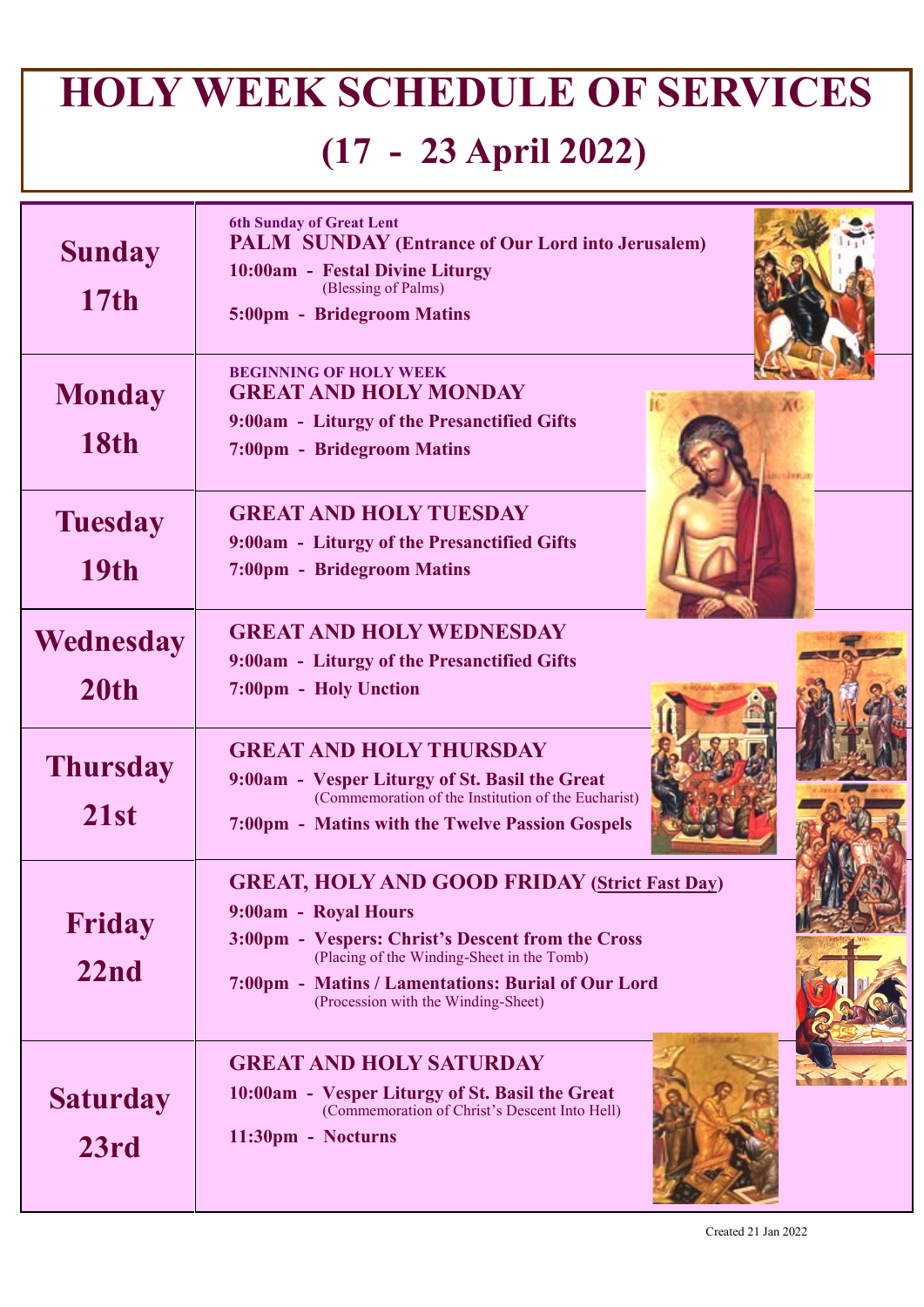# HOLY WEEK SCHEDULE OF SERVICES

## (17 - 23 April 2022)

| Day | Services |
| --- | --- |
| **Sunday 17th** | **6th Sunday of Great Lent**<br>**PALM SUNDAY (Entrance of Our Lord into Jerusalem)**<br>**10:00am - Festal Divine Liturgy**<br>(Blessing of Palms)<br>**5:00pm - Bridegroom Matins** |
| **Monday 18th** | **BEGINNING OF HOLY WEEK**<br>**GREAT AND HOLY MONDAY**<br>**9:00am - Liturgy of the Presanctified Gifts**<br>**7:00pm - Bridegroom Matins** |
| **Tuesday 19th** | **GREAT AND HOLY TUESDAY**<br>**9:00am - Liturgy of the Presanctified Gifts**<br>**7:00pm - Bridegroom Matins** |
| **Wednesday 20th** | **GREAT AND HOLY WEDNESDAY**<br>**9:00am - Liturgy of the Presanctified Gifts**<br>**7:00pm - Holy Unction** |
| **Thursday 21st** | **GREAT AND HOLY THURSDAY**<br>**9:00am - Vesper Liturgy of St. Basil the Great**<br>(Commemoration of the Institution of the Eucharist)<br>**7:00pm - Matins with the Twelve Passion Gospels** |
| **Friday 22nd** | **GREAT, HOLY AND GOOD FRIDAY (Strict Fast Day)**<br>**9:00am - Royal Hours**<br>**3:00pm - Vespers: Christ's Descent from the Cross**<br>(Placing of the Winding-Sheet in the Tomb)<br>**7:00pm - Matins / Lamentations: Burial of Our Lord**<br>(Procession with the Winding-Sheet) |
| **Saturday 23rd** | **GREAT AND HOLY SATURDAY**<br>**10:00am - Vesper Liturgy of St. Basil the Great**<br>(Commemoration of Christ's Descent Into Hell)<br>**11:30pm - Nocturns** |

Created 21 Jan 2022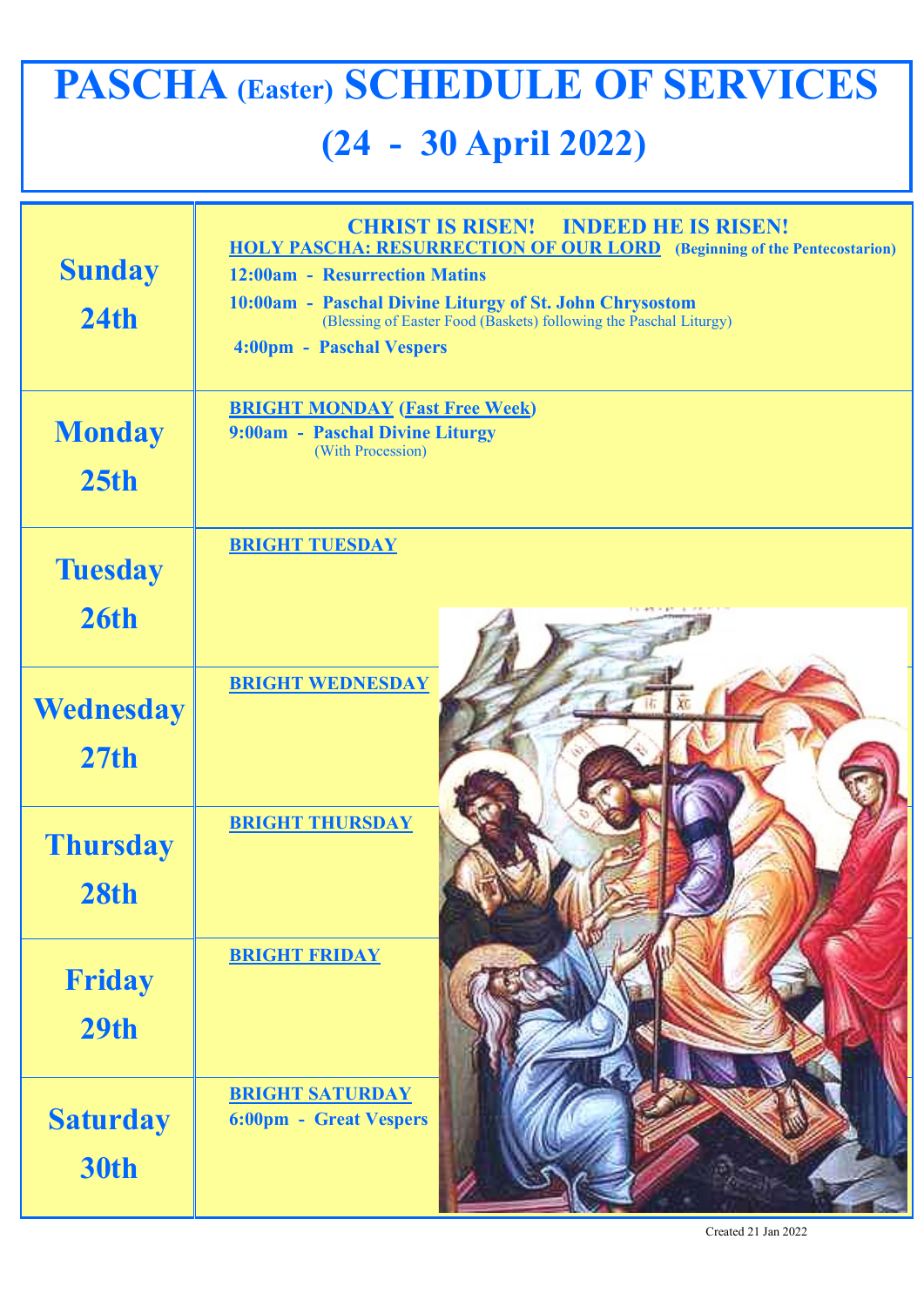# PASCHA (Easter) SCHEDULE OF SERVICES

## (24 - 30 April 2022)

| | |
|---|---|
| **Sunday 24th** | **CHRIST IS RISEN! INDEED HE IS RISEN!**<br>**HOLY PASCHA: RESURRECTION OF OUR LORD** **(Beginning of the Pentecostarion)**<br>**12:00am - Resurrection Matins**<br>**10:00am - Paschal Divine Liturgy of St. John Chrysostom**<br>(Blessing of Easter Food (Baskets) following the Paschal Liturgy)<br>**4:00pm - Paschal Vespers** |
| **Monday 25th** | **BRIGHT MONDAY (Fast Free Week)**<br>**9:00am - Paschal Divine Liturgy**<br>(With Procession) |
| **Tuesday 26th** | **BRIGHT TUESDAY** |
| **Wednesday 27th** | **BRIGHT WEDNESDAY** |
| **Thursday 28th** | **BRIGHT THURSDAY** |
| **Friday 29th** | **BRIGHT FRIDAY** |
| **Saturday 30th** | **BRIGHT SATURDAY**<br>**6:00pm - Great Vespers** |

Created 21 Jan 2022